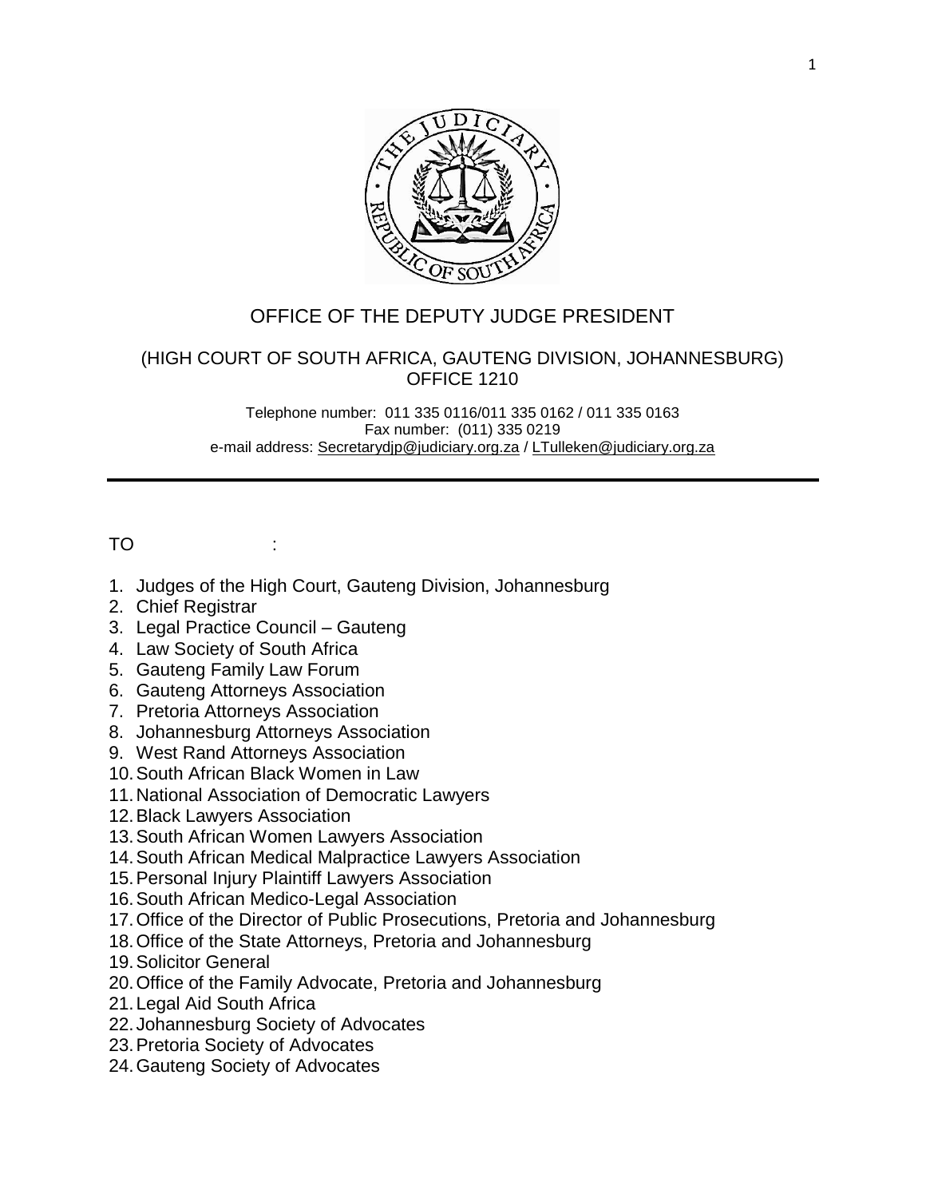# OFFICE OF THE DEPUTY JUDGE PRESIDENT

(HIGH COURT OF SOUTH AFRICA, GAUTENG DIVISION, JOHANNESBURG)
OFFICE 1210

Telephone number: 011 335 0116/011 335 0162 / 011 335 0163
Fax number: (011) 335 0219
e-mail address: Secretarydjp@judiciary.org.za / LTulleken@judiciary.org.za

---

TO :

1. Judges of the High Court, Gauteng Division, Johannesburg
2. Chief Registrar
3. Legal Practice Council – Gauteng
4. Law Society of South Africa
5. Gauteng Family Law Forum
6. Gauteng Attorneys Association
7. Pretoria Attorneys Association
8. Johannesburg Attorneys Association
9. West Rand Attorneys Association
10. South African Black Women in Law
11. National Association of Democratic Lawyers
12. Black Lawyers Association
13. South African Women Lawyers Association
14. South African Medical Malpractice Lawyers Association
15. Personal Injury Plaintiff Lawyers Association
16. South African Medico-Legal Association
17. Office of the Director of Public Prosecutions, Pretoria and Johannesburg
18. Office of the State Attorneys, Pretoria and Johannesburg
19. Solicitor General
20. Office of the Family Advocate, Pretoria and Johannesburg
21. Legal Aid South Africa
22. Johannesburg Society of Advocates
23. Pretoria Society of Advocates
24. Gauteng Society of Advocates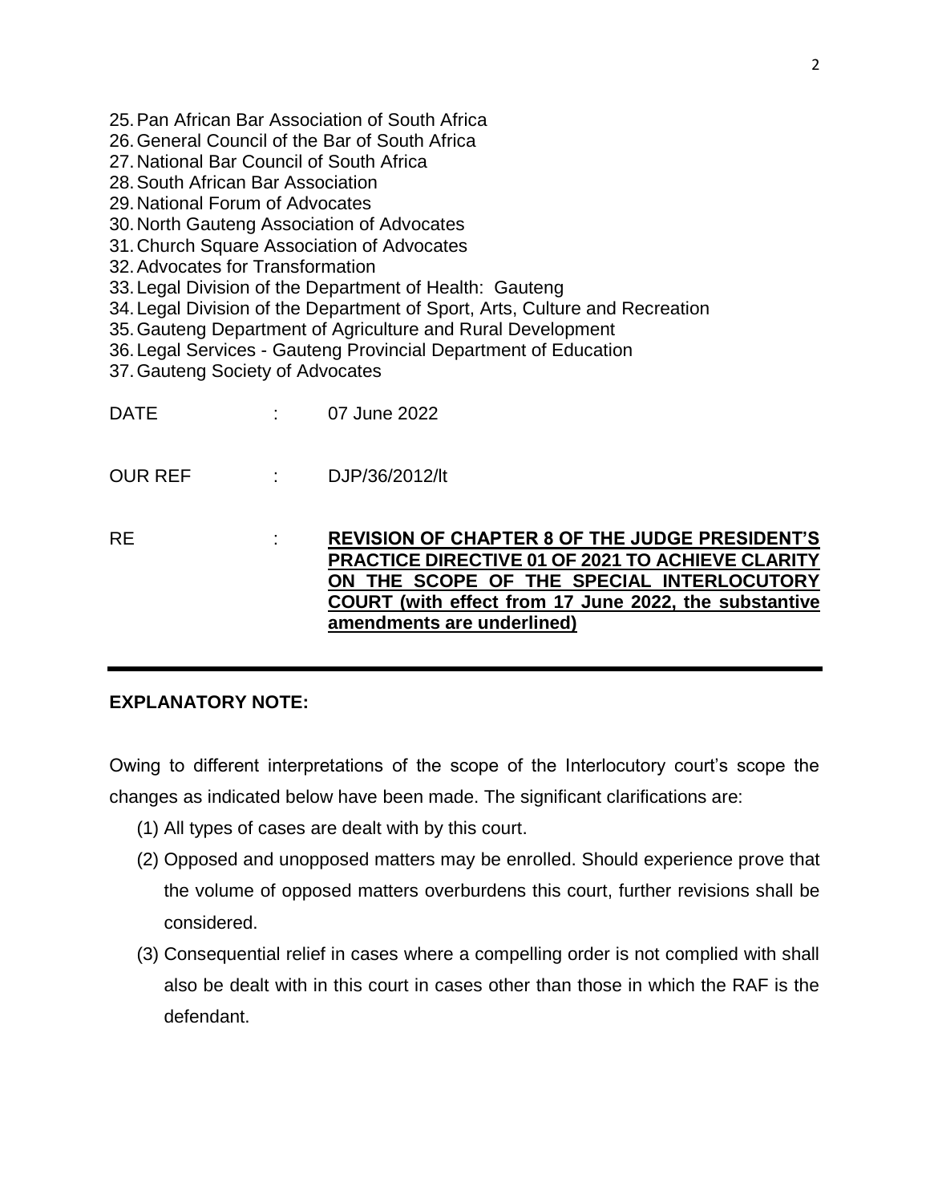25. Pan African Bar Association of South Africa
26. General Council of the Bar of South Africa
27. National Bar Council of South Africa
28. South African Bar Association
29. National Forum of Advocates
30. North Gauteng Association of Advocates
31. Church Square Association of Advocates
32. Advocates for Transformation
33. Legal Division of the Department of Health: Gauteng
34. Legal Division of the Department of Sport, Arts, Culture and Recreation
35. Gauteng Department of Agriculture and Rural Development
36. Legal Services - Gauteng Provincial Department of Education
37. Gauteng Society of Advocates

DATE : 07 June 2022

OUR REF : DJP/36/2012/lt

RE : **<u>REVISION OF CHAPTER 8 OF THE JUDGE PRESIDENT'S PRACTICE DIRECTIVE 01 OF 2021 TO ACHIEVE CLARITY ON THE SCOPE OF THE SPECIAL INTERLOCUTORY COURT (with effect from 17 June 2022, the substantive amendments are underlined)</u>**

---

**EXPLANATORY NOTE:**

Owing to different interpretations of the scope of the Interlocutory court's scope the changes as indicated below have been made. The significant clarifications are:

(1) All types of cases are dealt with by this court.

(2) Opposed and unopposed matters may be enrolled. Should experience prove that the volume of opposed matters overburdens this court, further revisions shall be considered.

(3) Consequential relief in cases where a compelling order is not complied with shall also be dealt with in this court in cases other than those in which the RAF is the defendant.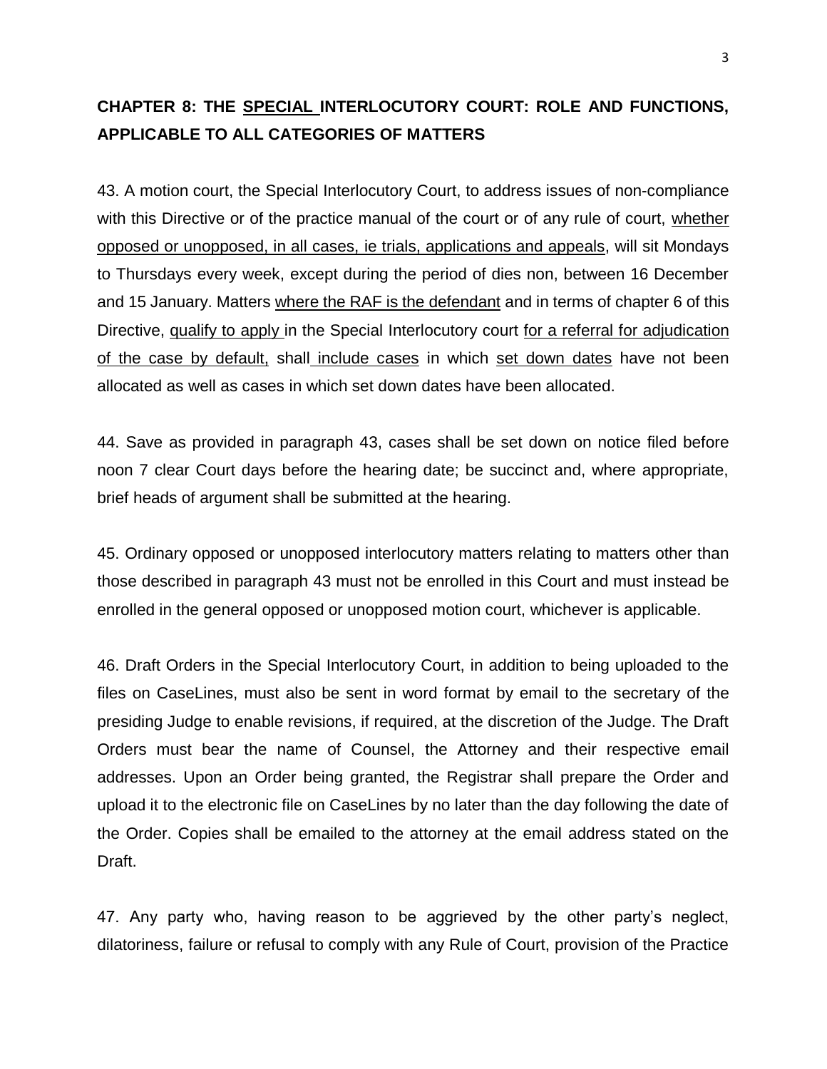## CHAPTER 8: THE <u>SPECIAL</u> INTERLOCUTORY COURT: ROLE AND FUNCTIONS, APPLICABLE TO ALL CATEGORIES OF MATTERS

43. A motion court, the Special Interlocutory Court, to address issues of non-compliance with this Directive or of the practice manual of the court or of any rule of court, <u>whether opposed or unopposed, in all cases, ie trials, applications and appeals</u>, will sit Mondays to Thursdays every week, except during the period of dies non, between 16 December and 15 January. Matters <u>where the RAF is the defendant</u> and in terms of chapter 6 of this Directive, <u>qualify to apply</u> in the Special Interlocutory court <u>for a referral for adjudication of the case by default,</u> shall <u>include cases</u> in which <u>set down dates</u> have not been allocated as well as cases in which set down dates have been allocated.

44. Save as provided in paragraph 43, cases shall be set down on notice filed before noon 7 clear Court days before the hearing date; be succinct and, where appropriate, brief heads of argument shall be submitted at the hearing.

45. Ordinary opposed or unopposed interlocutory matters relating to matters other than those described in paragraph 43 must not be enrolled in this Court and must instead be enrolled in the general opposed or unopposed motion court, whichever is applicable.

46. Draft Orders in the Special Interlocutory Court, in addition to being uploaded to the files on CaseLines, must also be sent in word format by email to the secretary of the presiding Judge to enable revisions, if required, at the discretion of the Judge. The Draft Orders must bear the name of Counsel, the Attorney and their respective email addresses. Upon an Order being granted, the Registrar shall prepare the Order and upload it to the electronic file on CaseLines by no later than the day following the date of the Order. Copies shall be emailed to the attorney at the email address stated on the Draft.

47. Any party who, having reason to be aggrieved by the other party's neglect, dilatoriness, failure or refusal to comply with any Rule of Court, provision of the Practice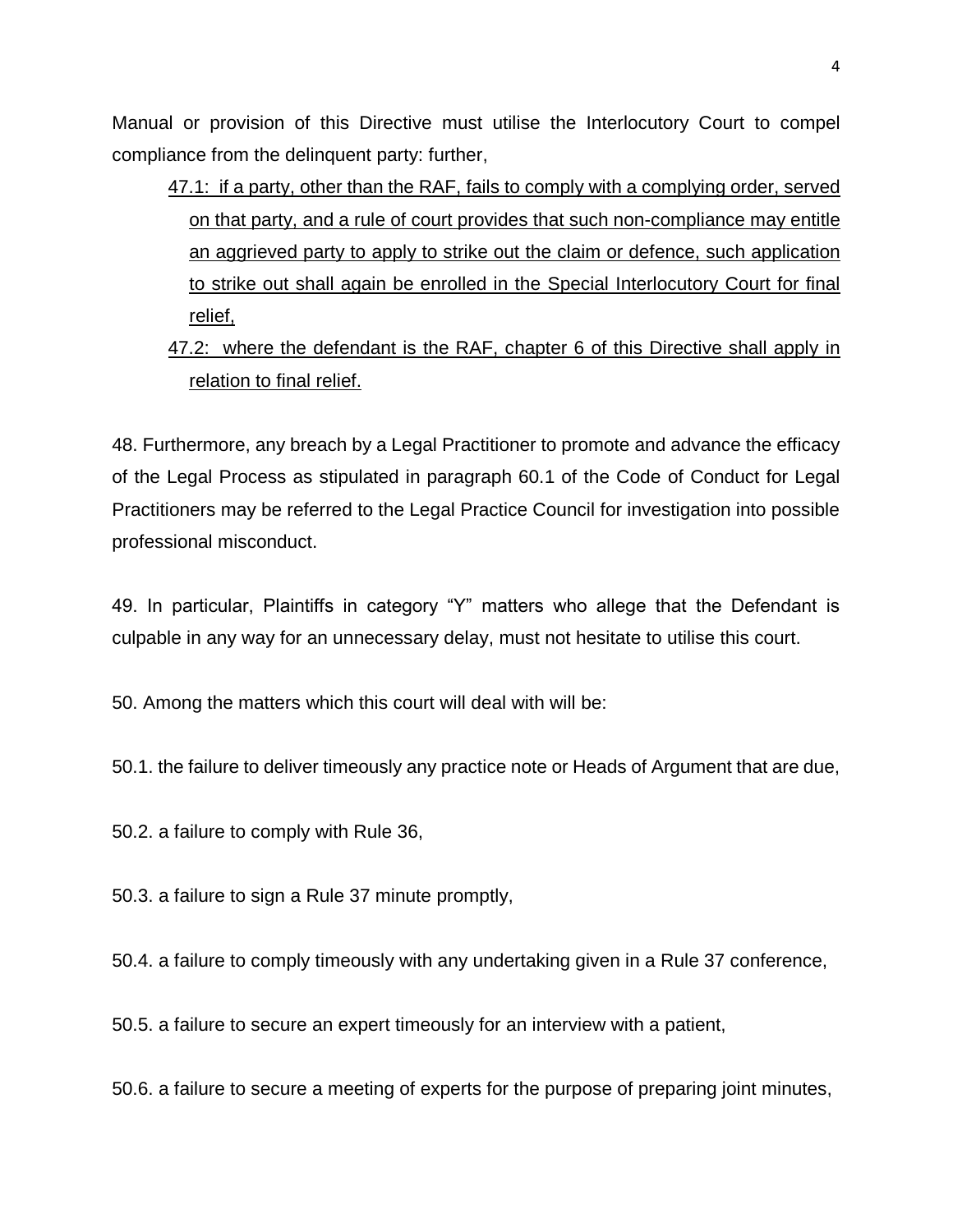Manual or provision of this Directive must utilise the Interlocutory Court to compel compliance from the delinquent party: further,

<u>47.1: if a party, other than the RAF, fails to comply with a complying order, served on that party, and a rule of court provides that such non-compliance may entitle an aggrieved party to apply to strike out the claim or defence, such application to strike out shall again be enrolled in the Special Interlocutory Court for final relief,</u>

<u>47.2: where the defendant is the RAF, chapter 6 of this Directive shall apply in relation to final relief.</u>

48. Furthermore, any breach by a Legal Practitioner to promote and advance the efficacy of the Legal Process as stipulated in paragraph 60.1 of the Code of Conduct for Legal Practitioners may be referred to the Legal Practice Council for investigation into possible professional misconduct.

49. In particular, Plaintiffs in category "Y" matters who allege that the Defendant is culpable in any way for an unnecessary delay, must not hesitate to utilise this court.

50. Among the matters which this court will deal with will be:

50.1. the failure to deliver timeously any practice note or Heads of Argument that are due,

50.2. a failure to comply with Rule 36,

50.3. a failure to sign a Rule 37 minute promptly,

50.4. a failure to comply timeously with any undertaking given in a Rule 37 conference,

50.5. a failure to secure an expert timeously for an interview with a patient,

50.6. a failure to secure a meeting of experts for the purpose of preparing joint minutes,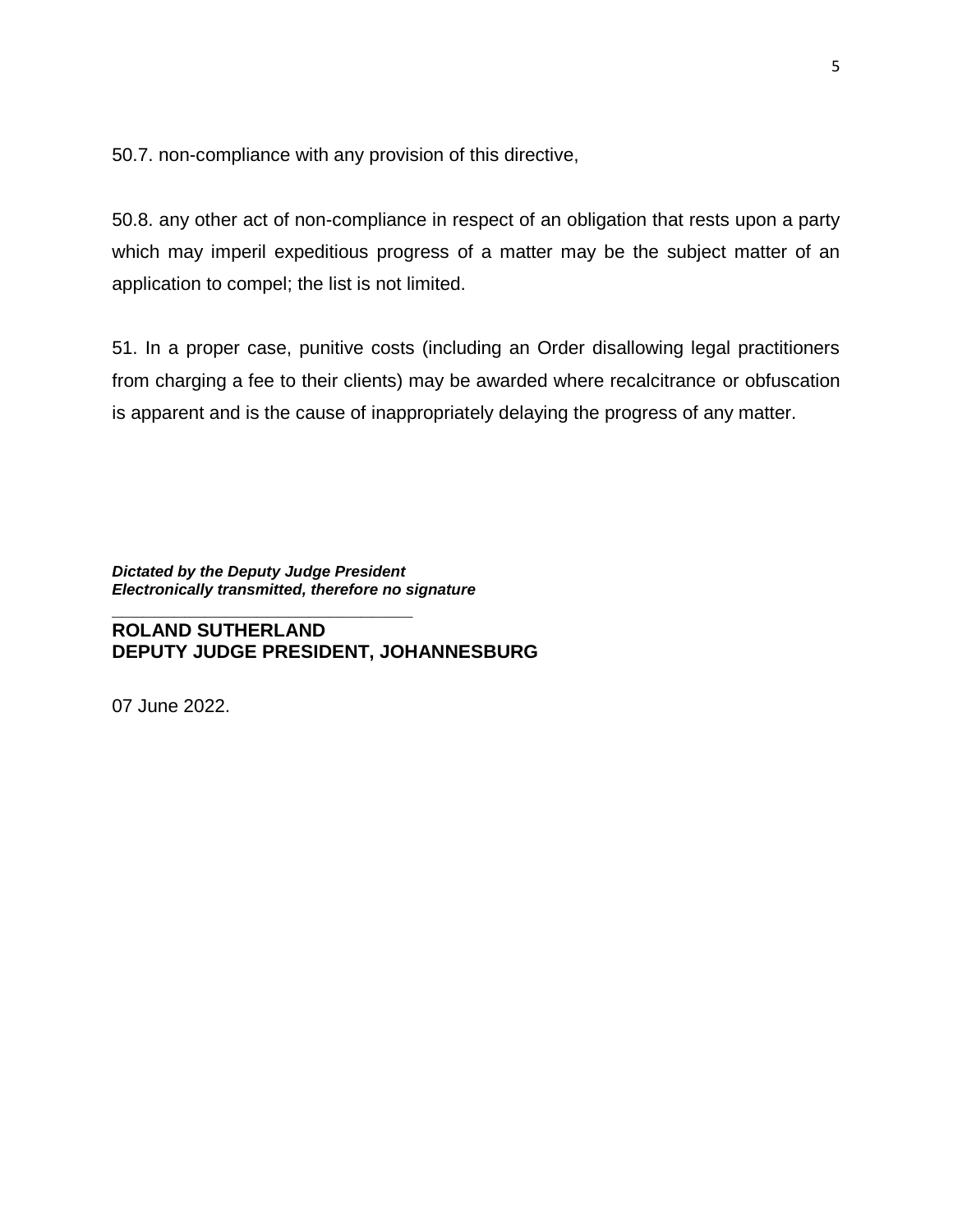50.7. non-compliance with any provision of this directive,

50.8. any other act of non-compliance in respect of an obligation that rests upon a party which may imperil expeditious progress of a matter may be the subject matter of an application to compel; the list is not limited.

51. In a proper case, punitive costs (including an Order disallowing legal practitioners from charging a fee to their clients) may be awarded where recalcitrance or obfuscation is apparent and is the cause of inappropriately delaying the progress of any matter.

***Dictated by the Deputy Judge President***
***Electronically transmitted, therefore no signature***

\_\_\_\_\_\_\_\_\_\_\_\_\_\_\_\_\_\_\_\_\_\_\_\_\_\_\_\_\_\_\_\_

**ROLAND SUTHERLAND**
**DEPUTY JUDGE PRESIDENT, JOHANNESBURG**

07 June 2022.